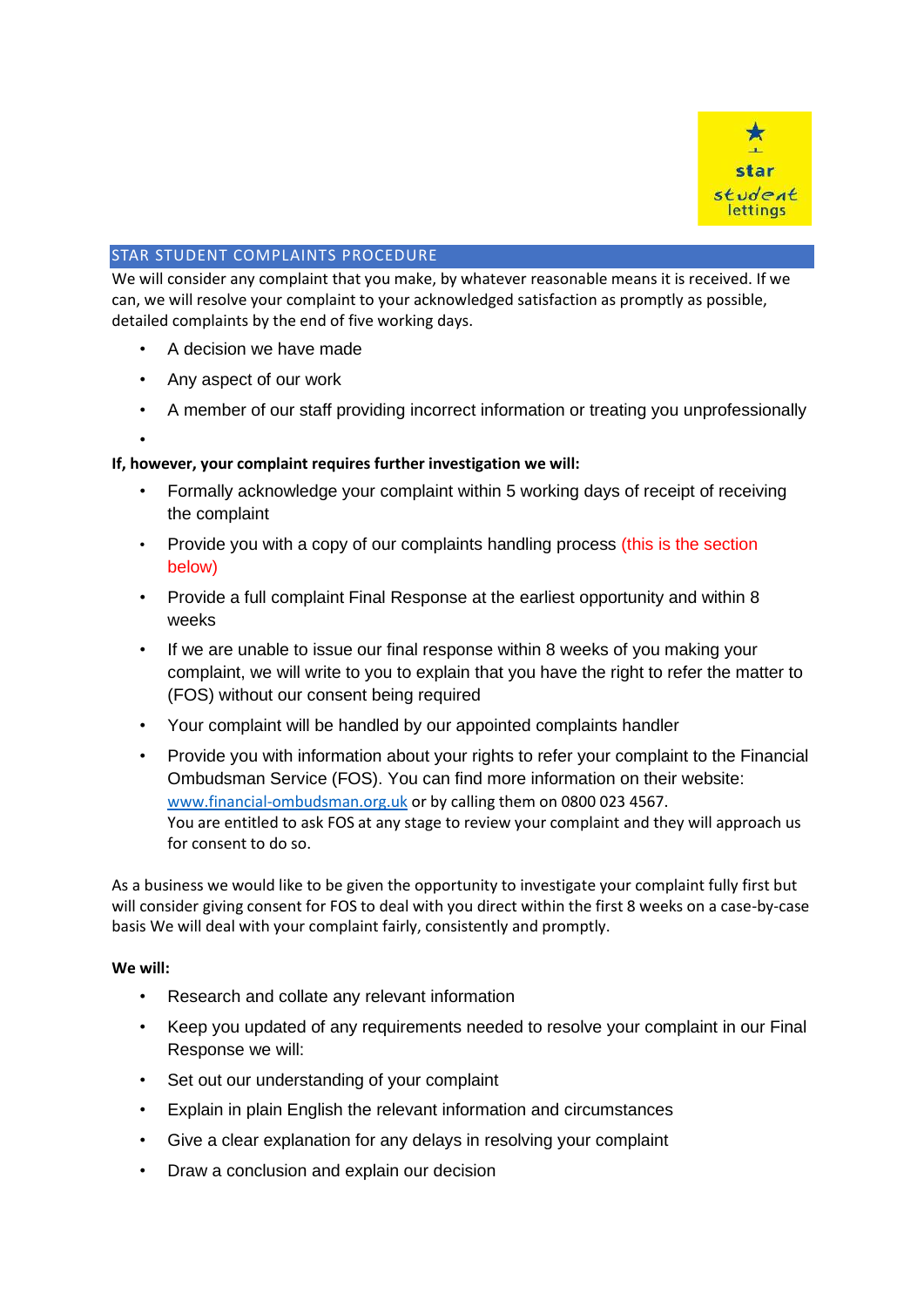## STAR STUDENT COMPLAINTS PROCEDURE

We will consider any complaint that you make, by whatever reasonable means it is received. If we can, we will resolve your complaint to your acknowledged satisfaction as promptly as possible, detailed complaints by the end of five working days.

- A decision we have made
- Any aspect of our work
- A member of our staff providing incorrect information or treating you unprofessionally
- 

**If, however, your complaint requires further investigation we will:**

- Formally acknowledge your complaint within 5 working days of receipt of receiving the complaint
- Provide you with a copy of our complaints handling process (this is the section below)
- Provide a full complaint Final Response at the earliest opportunity and within 8 weeks
- If we are unable to issue our final response within 8 weeks of you making your complaint, we will write to you to explain that you have the right to refer the matter to (FOS) without our consent being required
- Your complaint will be handled by our appointed complaints handler
- Provide you with information about your rights to refer your complaint to the Financial Ombudsman Service (FOS). You can find more information on their website: www.financial-ombudsman.org.uk or by calling them on 0800 023 4567.
  You are entitled to ask FOS at any stage to review your complaint and they will approach us for consent to do so.

As a business we would like to be given the opportunity to investigate your complaint fully first but will consider giving consent for FOS to deal with you direct within the first 8 weeks on a case-by-case basis We will deal with your complaint fairly, consistently and promptly.

**We will:**

- Research and collate any relevant information
- Keep you updated of any requirements needed to resolve your complaint in our Final Response we will:
- Set out our understanding of your complaint
- Explain in plain English the relevant information and circumstances
- Give a clear explanation for any delays in resolving your complaint
- Draw a conclusion and explain our decision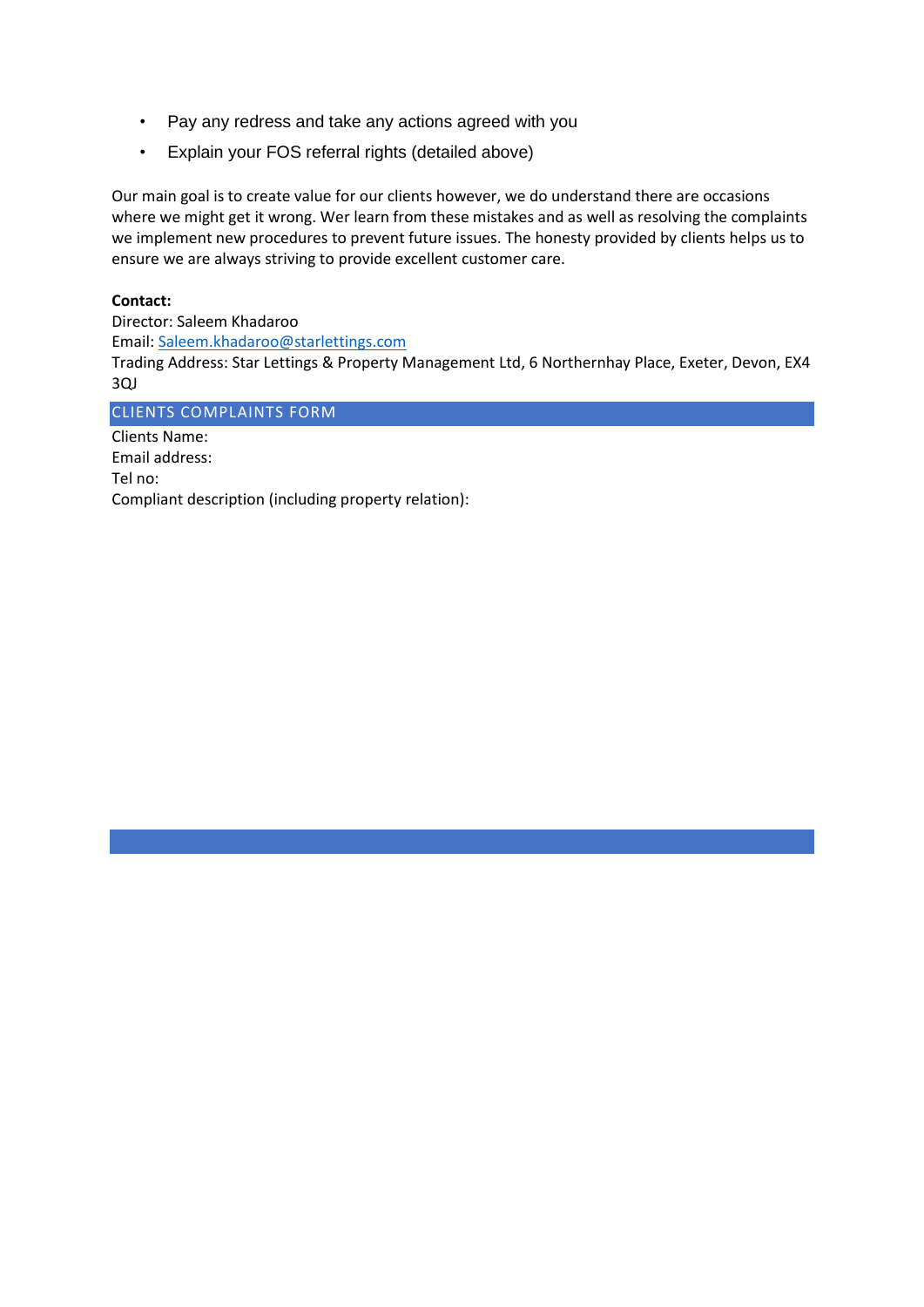- Pay any redress and take any actions agreed with you
- Explain your FOS referral rights (detailed above)

Our main goal is to create value for our clients however, we do understand there are occasions where we might get it wrong. Wer learn from these mistakes and as well as resolving the complaints we implement new procedures to prevent future issues. The honesty provided by clients helps us to ensure we are always striving to provide excellent customer care.

**Contact:**
Director: Saleem Khadaroo
Email: Saleem.khadaroo@starlettings.com
Trading Address: Star Lettings & Property Management Ltd, 6 Northernhay Place, Exeter, Devon, EX4 3QJ

## CLIENTS COMPLAINTS FORM

Clients Name:
Email address:
Tel no:
Compliant description (including property relation):